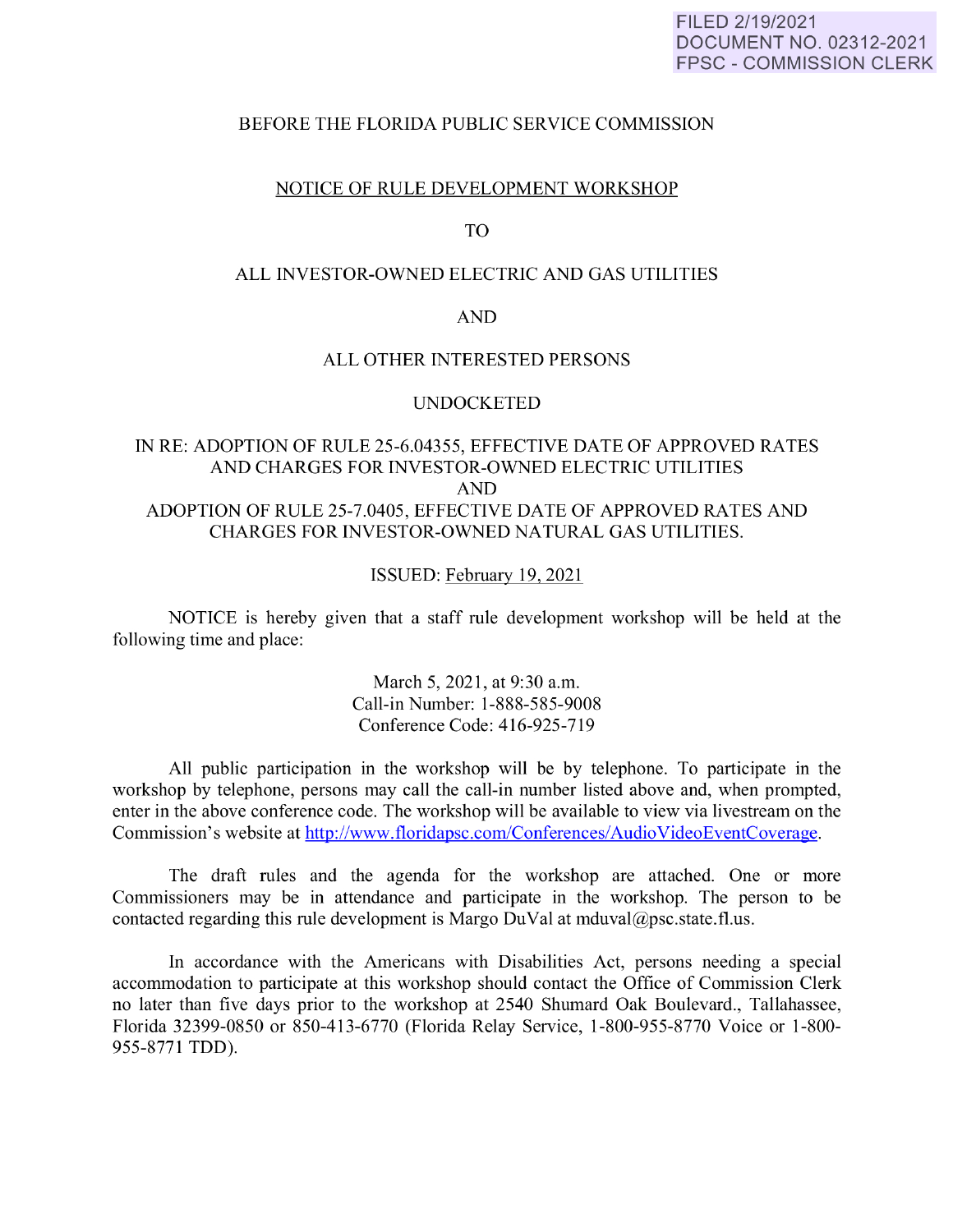FILED 2/19/2021
DOCUMENT NO. 02312-2021
FPSC - COMMISSION CLERK

BEFORE THE FLORIDA PUBLIC SERVICE COMMISSION

# NOTICE OF RULE DEVELOPMENT WORKSHOP

TO

ALL INVESTOR-OWNED ELECTRIC AND GAS UTILITIES

AND

ALL OTHER INTERESTED PERSONS

UNDOCKETED

IN RE: ADOPTION OF RULE 25-6.04355, EFFECTIVE DATE OF APPROVED RATES AND CHARGES FOR INVESTOR-OWNED ELECTRIC UTILITIES
AND
ADOPTION OF RULE 25-7.0405, EFFECTIVE DATE OF APPROVED RATES AND CHARGES FOR INVESTOR-OWNED NATURAL GAS UTILITIES.

ISSUED: February 19, 2021

NOTICE is hereby given that a staff rule development workshop will be held at the following time and place:

March 5, 2021, at 9:30 a.m.
Call-in Number: 1-888-585-9008
Conference Code: 416-925-719

All public participation in the workshop will be by telephone. To participate in the workshop by telephone, persons may call the call-in number listed above and, when prompted, enter in the above conference code. The workshop will be available to view via livestream on the Commission's website at http://www.floridapsc.com/Conferences/AudioVideoEventCoverage.

The draft rules and the agenda for the workshop are attached. One or more Commissioners may be in attendance and participate in the workshop. The person to be contacted regarding this rule development is Margo DuVal at mduval@psc.state.fl.us.

In accordance with the Americans with Disabilities Act, persons needing a special accommodation to participate at this workshop should contact the Office of Commission Clerk no later than five days prior to the workshop at 2540 Shumard Oak Boulevard., Tallahassee, Florida 32399-0850 or 850-413-6770 (Florida Relay Service, 1-800-955-8770 Voice or 1-800-955-8771 TDD).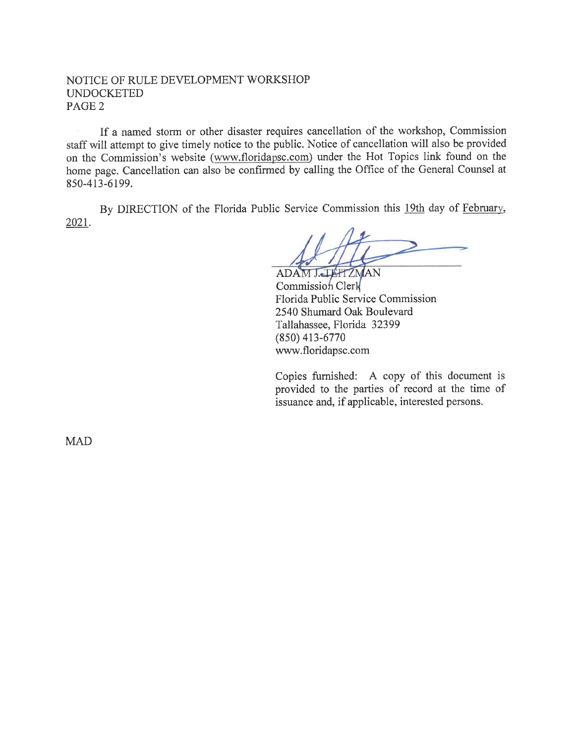NOTICE OF RULE DEVELOPMENT WORKSHOP
UNDOCKETED

If a named storm or other disaster requires cancellation of the workshop, Commission staff will attempt to give timely notice to the public. Notice of cancellation will also be provided on the Commission's website (www.floridapsc.com) under the Hot Topics link found on the home page. Cancellation can also be confirmed by calling the Office of the General Counsel at 850-413-6199.

By DIRECTION of the Florida Public Service Commission this 19th day of February, 2021.

ADAM J. TEITZMAN
Commission Clerk
Florida Public Service Commission
2540 Shumard Oak Boulevard
Tallahassee, Florida 32399
(850) 413-6770
www.floridapsc.com

Copies furnished: A copy of this document is provided to the parties of record at the time of issuance and, if applicable, interested persons.

MAD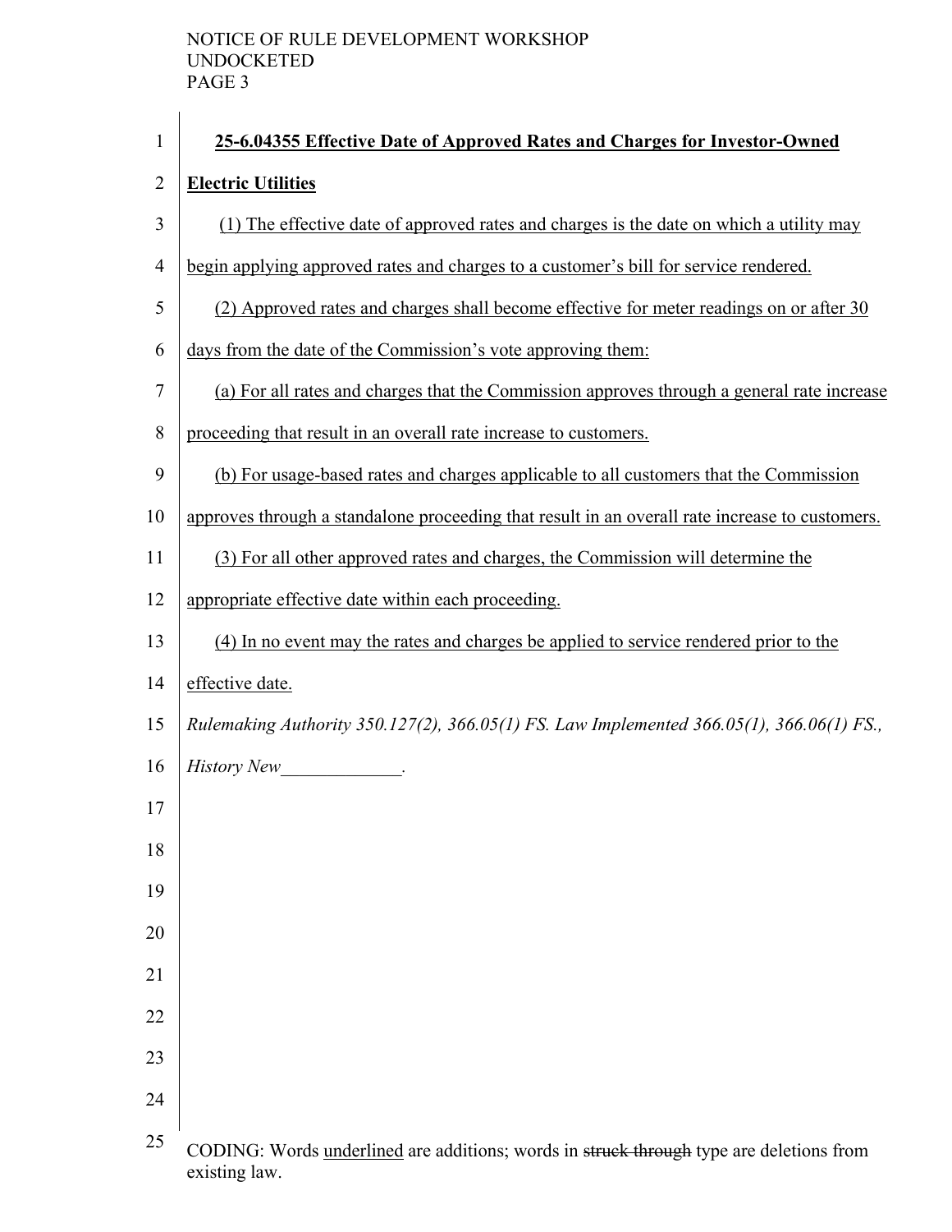**25-6.04355 Effective Date of Approved Rates and Charges for Investor-Owned Electric Utilities**

(1) The effective date of approved rates and charges is the date on which a utility may begin applying approved rates and charges to a customer's bill for service rendered.

(2) Approved rates and charges shall become effective for meter readings on or after 30 days from the date of the Commission's vote approving them:

(a) For all rates and charges that the Commission approves through a general rate increase proceeding that result in an overall rate increase to customers.

(b) For usage-based rates and charges applicable to all customers that the Commission approves through a standalone proceeding that result in an overall rate increase to customers.

(3) For all other approved rates and charges, the Commission will determine the appropriate effective date within each proceeding.

(4) In no event may the rates and charges be applied to service rendered prior to the effective date.

*Rulemaking Authority 350.127(2), 366.05(1) FS. Law Implemented 366.05(1), 366.06(1) FS., History New\_\_\_\_\_\_\_\_\_\_\_\_\_.*

CODING: Words underlined are additions; words in ~~struck through~~ type are deletions from existing law.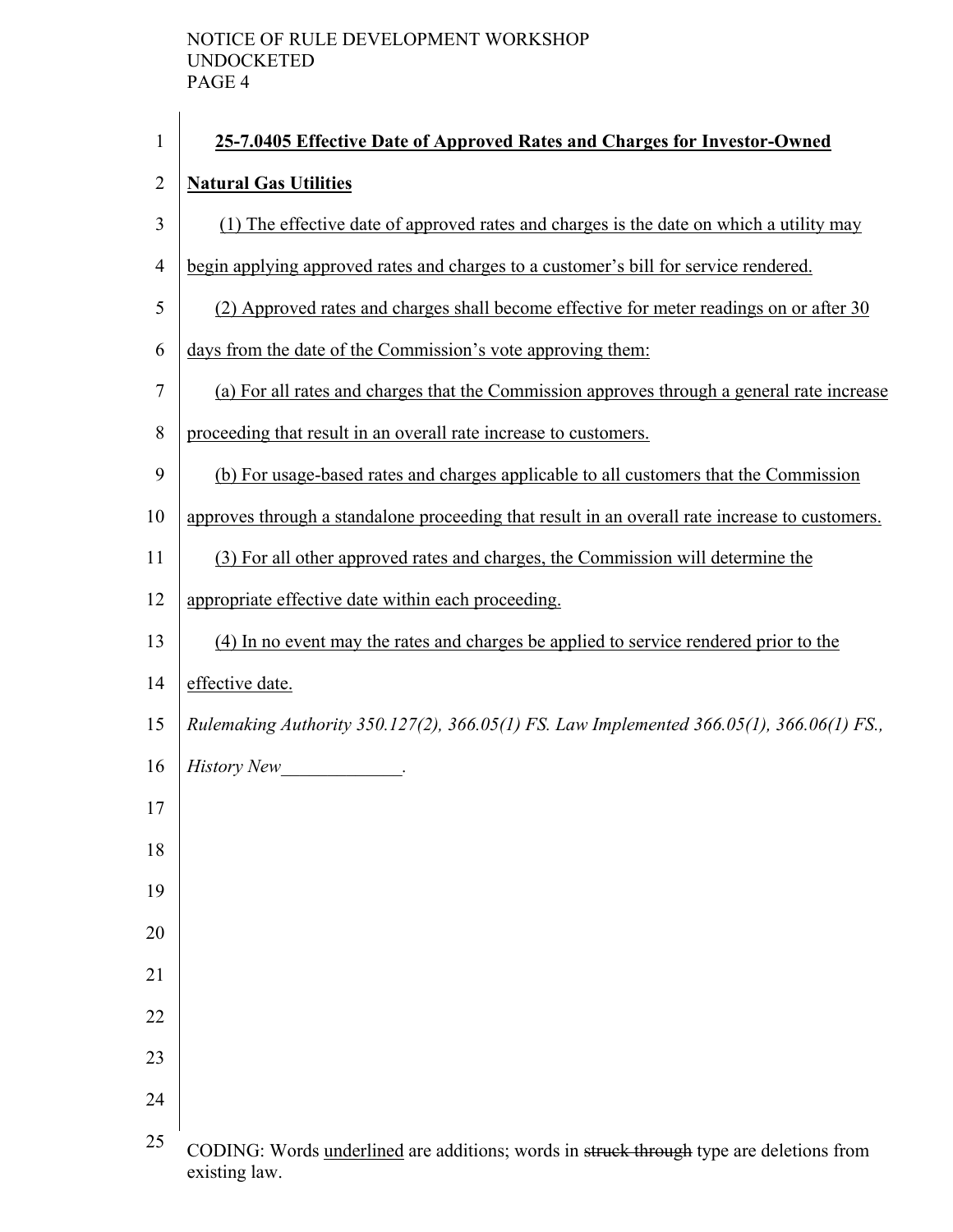**25-7.0405 Effective Date of Approved Rates and Charges for Investor-Owned Natural Gas Utilities**

(1) The effective date of approved rates and charges is the date on which a utility may begin applying approved rates and charges to a customer's bill for service rendered.

(2) Approved rates and charges shall become effective for meter readings on or after 30 days from the date of the Commission's vote approving them:

(a) For all rates and charges that the Commission approves through a general rate increase proceeding that result in an overall rate increase to customers.

(b) For usage-based rates and charges applicable to all customers that the Commission approves through a standalone proceeding that result in an overall rate increase to customers.

(3) For all other approved rates and charges, the Commission will determine the appropriate effective date within each proceeding.

(4) In no event may the rates and charges be applied to service rendered prior to the effective date.

*Rulemaking Authority 350.127(2), 366.05(1) FS. Law Implemented 366.05(1), 366.06(1) FS., History New_____________.*

CODING: Words underlined are additions; words in ~~struck through~~ type are deletions from existing law.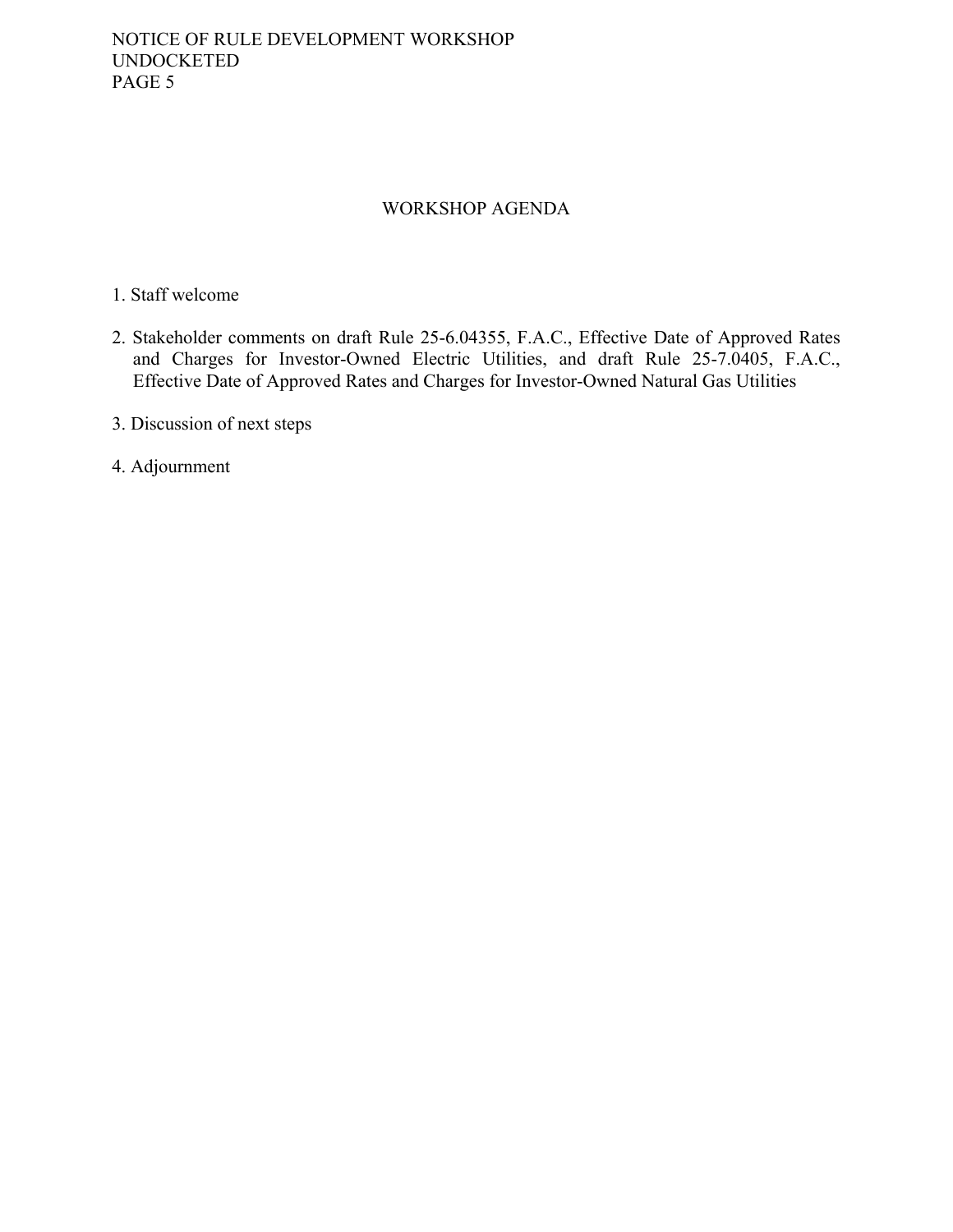## WORKSHOP AGENDA

1. Staff welcome
2. Stakeholder comments on draft Rule 25-6.04355, F.A.C., Effective Date of Approved Rates and Charges for Investor-Owned Electric Utilities, and draft Rule 25-7.0405, F.A.C., Effective Date of Approved Rates and Charges for Investor-Owned Natural Gas Utilities
3. Discussion of next steps
4. Adjournment